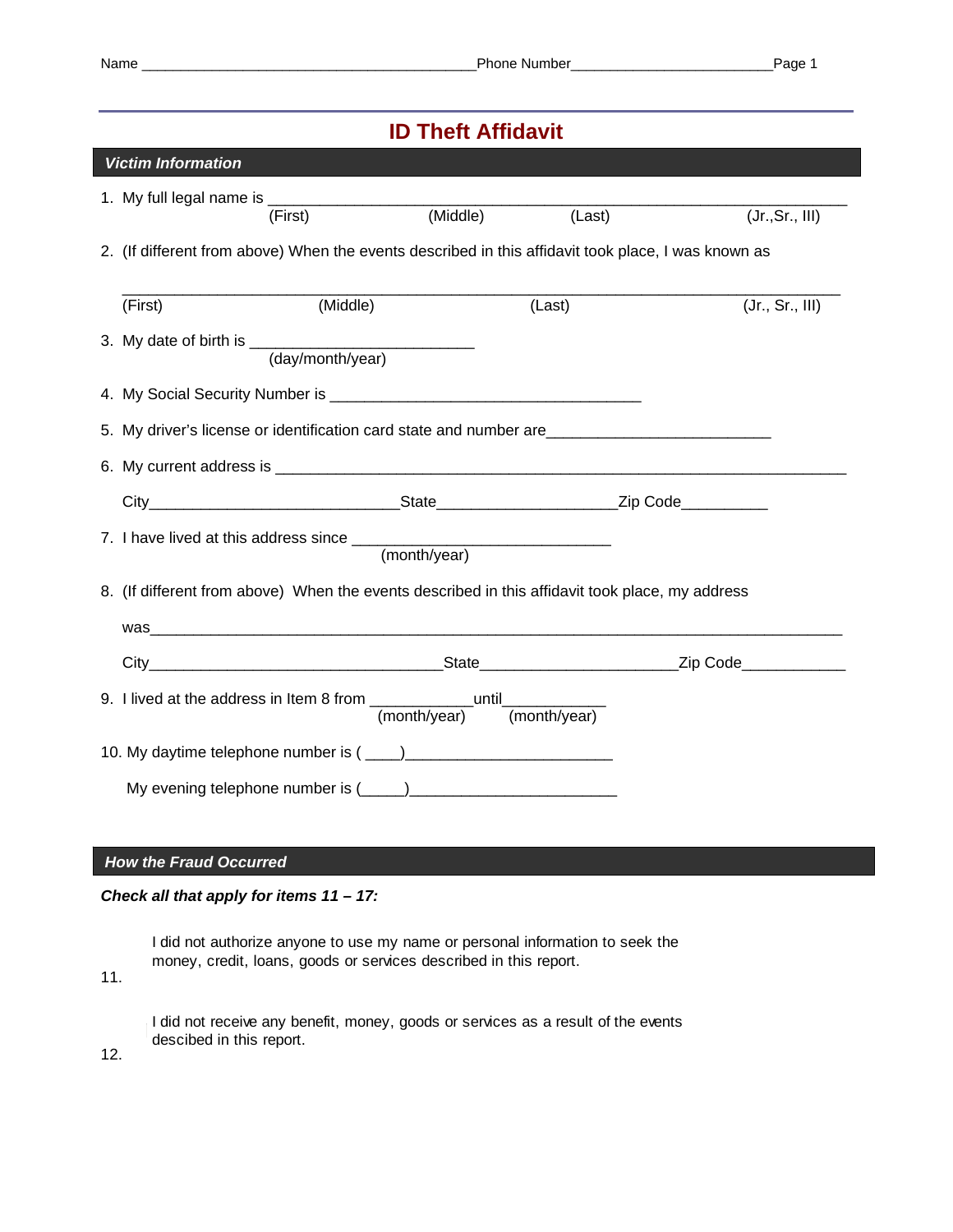Name ___________________________________________Phone Number_________________________

# ID Theft Affidavit

## *Victim Information*

1. My full legal name is ________________________________________________________________________
   (First) (Middle) (Last) (Jr.,Sr., III)

2. (If different from above) When the events described in this affidavit took place, I was known as

   ________________________________________________________________________________________
   (First) (Middle) (Last) (Jr., Sr., III)

3. My date of birth is ___________________________
   (day/month/year)

4. My Social Security Number is ______________________________________

5. My driver's license or identification card state and number are__________________________

6. My current address is ______________________________________________________________________

   City______________________________State_____________________Zip Code__________

7. I have lived at this address since _______________________________
   (month/year)

8. (If different from above) When the events described in this affidavit took place, my address

   was_________________________________________________________________________________

   City___________________________________State_______________________Zip Code____________

9. I lived at the address in Item 8 from ____________until____________
   (month/year) (month/year)

10. My daytime telephone number is ( ____)________________________

    My evening telephone number is (_____)________________________

## *How the Fraud Occurred*

***Check all that apply for items 11 – 17:***

11. I did not authorize anyone to use my name or personal information to seek the money, credit, loans, goods or services described in this report.

12. I did not receive any benefit, money, goods or services as a result of the events descibed in this report.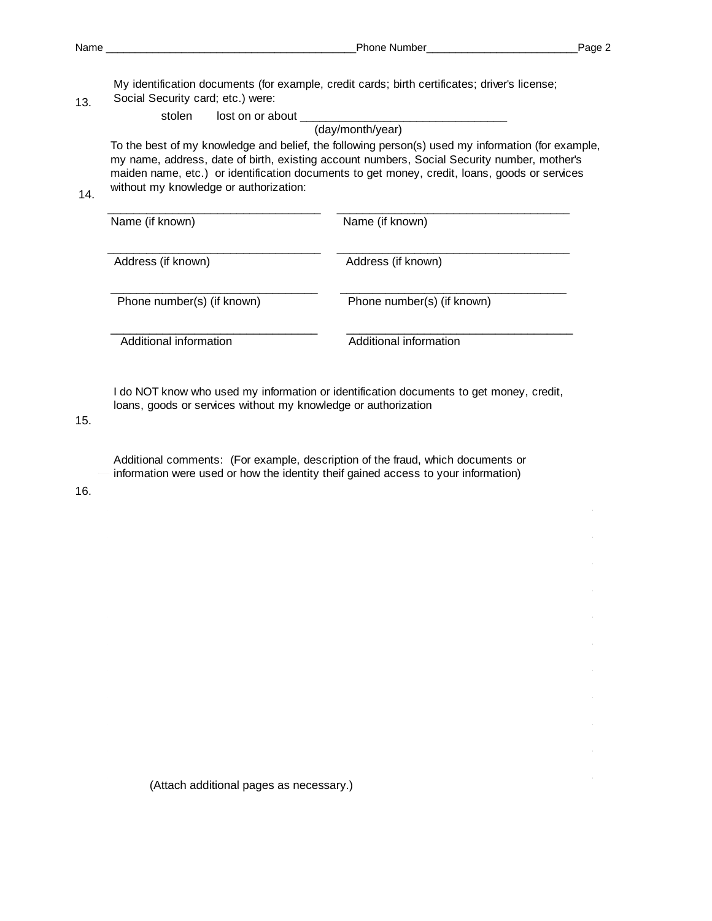Name ______________________________________________Phone Number___________________________

13. My identification documents (for example, credit cards; birth certificates; driver's license; Social Security card; etc.) were:

stolen lost on or about ________________________________
(day/month/year)

14. To the best of my knowledge and belief, the following person(s) used my information (for example, my name, address, date of birth, existing account numbers, Social Security number, mother's maiden name, etc.) or identification documents to get money, credit, loans, goods or services without my knowledge or authorization:

| | |
|---|---|
| Name (if known) | Name (if known) |
| Address (if known) | Address (if known) |
| Phone number(s) (if known) | Phone number(s) (if known) |
| Additional information | Additional information |

15. I do NOT know who used my information or identification documents to get money, credit, loans, goods or services without my knowledge or authorization

16. Additional comments: (For example, description of the fraud, which documents or information were used or how the identity theif gained access to your information)

(Attach additional pages as necessary.)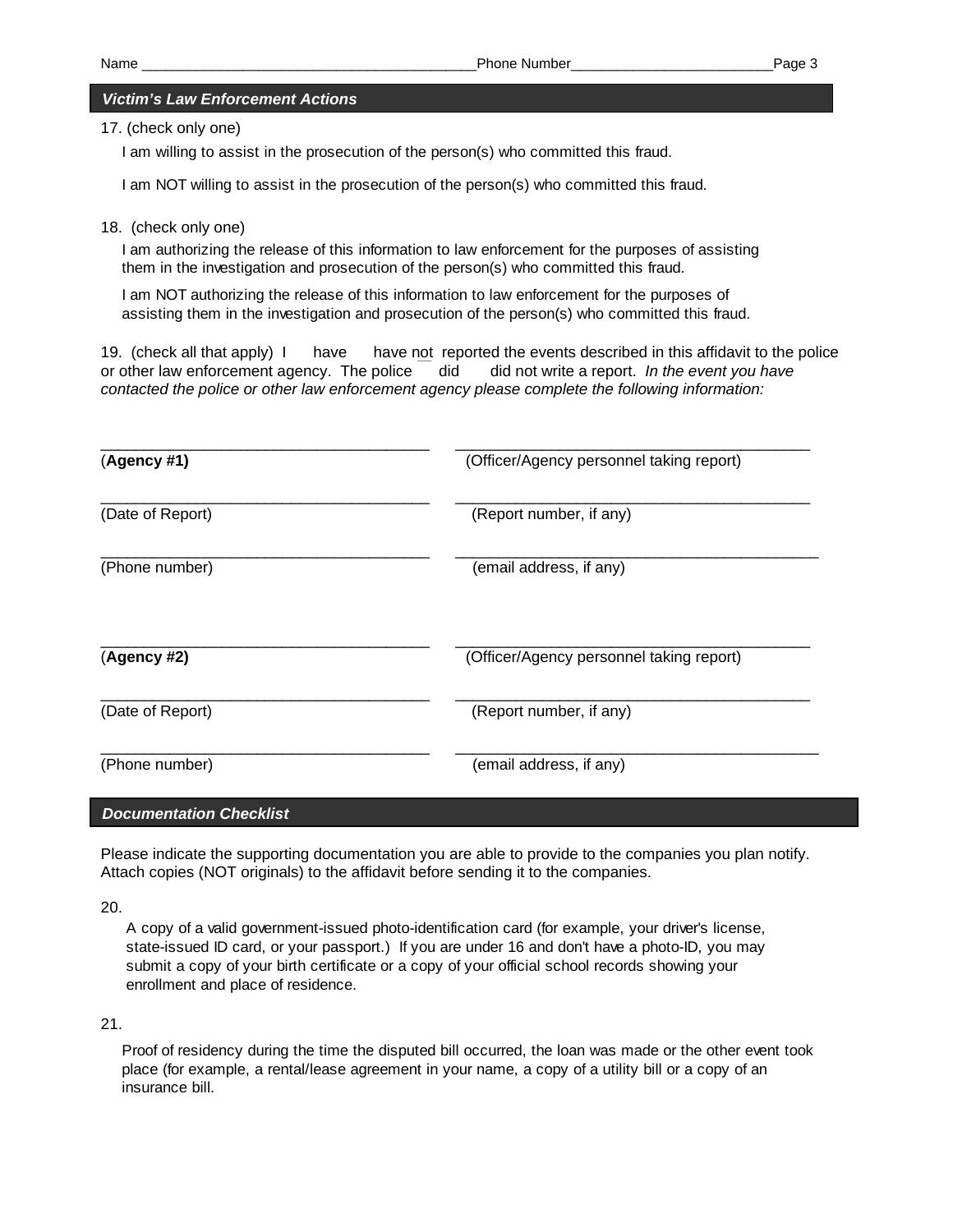Name \_\_\_\_\_\_\_\_\_\_\_\_\_\_\_\_\_\_\_\_\_\_\_\_\_\_\_\_\_\_\_\_\_\_\_\_\_\_\_\_\_\_Phone Number\_\_\_\_\_\_\_\_\_\_\_\_\_\_\_\_\_\_\_\_\_\_\_\_\_\_

## *Victim's Law Enforcement Actions*

17. (check only one)

I am willing to assist in the prosecution of the person(s) who committed this fraud.

I am NOT willing to assist in the prosecution of the person(s) who committed this fraud.

18. (check only one)

I am authorizing the release of this information to law enforcement for the purposes of assisting them in the investigation and prosecution of the person(s) who committed this fraud.

I am NOT authorizing the release of this information to law enforcement for the purposes of assisting them in the investigation and prosecution of the person(s) who committed this fraud.

19. (check all that apply) I have have not reported the events described in this affidavit to the police or other law enforcement agency. The police did did not write a report. *In the event you have contacted the police or other law enforcement agency please complete the following information:*

\_\_\_\_\_\_\_\_\_\_\_\_\_\_\_\_\_\_\_\_\_\_\_\_\_\_\_\_\_\_\_\_\_\_\_\_\_\_\_ \_\_\_\_\_\_\_\_\_\_\_\_\_\_\_\_\_\_\_\_\_\_\_\_\_\_\_\_\_\_\_\_\_\_\_\_\_\_\_\_\_\_
(**Agency #1)** (Officer/Agency personnel taking report)

\_\_\_\_\_\_\_\_\_\_\_\_\_\_\_\_\_\_\_\_\_\_\_\_\_\_\_\_\_\_\_\_\_\_\_\_\_\_\_ \_\_\_\_\_\_\_\_\_\_\_\_\_\_\_\_\_\_\_\_\_\_\_\_\_\_\_\_\_\_\_\_\_\_\_\_\_\_\_\_\_\_
(Date of Report) (Report number, if any)

\_\_\_\_\_\_\_\_\_\_\_\_\_\_\_\_\_\_\_\_\_\_\_\_\_\_\_\_\_\_\_\_\_\_\_\_\_\_\_ \_\_\_\_\_\_\_\_\_\_\_\_\_\_\_\_\_\_\_\_\_\_\_\_\_\_\_\_\_\_\_\_\_\_\_\_\_\_\_\_\_\_
(Phone number) (email address, if any)

\_\_\_\_\_\_\_\_\_\_\_\_\_\_\_\_\_\_\_\_\_\_\_\_\_\_\_\_\_\_\_\_\_\_\_\_\_\_\_ \_\_\_\_\_\_\_\_\_\_\_\_\_\_\_\_\_\_\_\_\_\_\_\_\_\_\_\_\_\_\_\_\_\_\_\_\_\_\_\_\_\_
(**Agency #2)** (Officer/Agency personnel taking report)

\_\_\_\_\_\_\_\_\_\_\_\_\_\_\_\_\_\_\_\_\_\_\_\_\_\_\_\_\_\_\_\_\_\_\_\_\_\_\_ \_\_\_\_\_\_\_\_\_\_\_\_\_\_\_\_\_\_\_\_\_\_\_\_\_\_\_\_\_\_\_\_\_\_\_\_\_\_\_\_\_\_
(Date of Report) (Report number, if any)

\_\_\_\_\_\_\_\_\_\_\_\_\_\_\_\_\_\_\_\_\_\_\_\_\_\_\_\_\_\_\_\_\_\_\_\_\_\_\_ \_\_\_\_\_\_\_\_\_\_\_\_\_\_\_\_\_\_\_\_\_\_\_\_\_\_\_\_\_\_\_\_\_\_\_\_\_\_\_\_\_\_
(Phone number) (email address, if any)

## *Documentation Checklist*

Please indicate the supporting documentation you are able to provide to the companies you plan notify. Attach copies (NOT originals) to the affidavit before sending it to the companies.

20.

A copy of a valid government-issued photo-identification card (for example, your driver's license, state-issued ID card, or your passport.) If you are under 16 and don't have a photo-ID, you may submit a copy of your birth certificate or a copy of your official school records showing your enrollment and place of residence.

21.

Proof of residency during the time the disputed bill occurred, the loan was made or the other event took place (for example, a rental/lease agreement in your name, a copy of a utility bill or a copy of an insurance bill.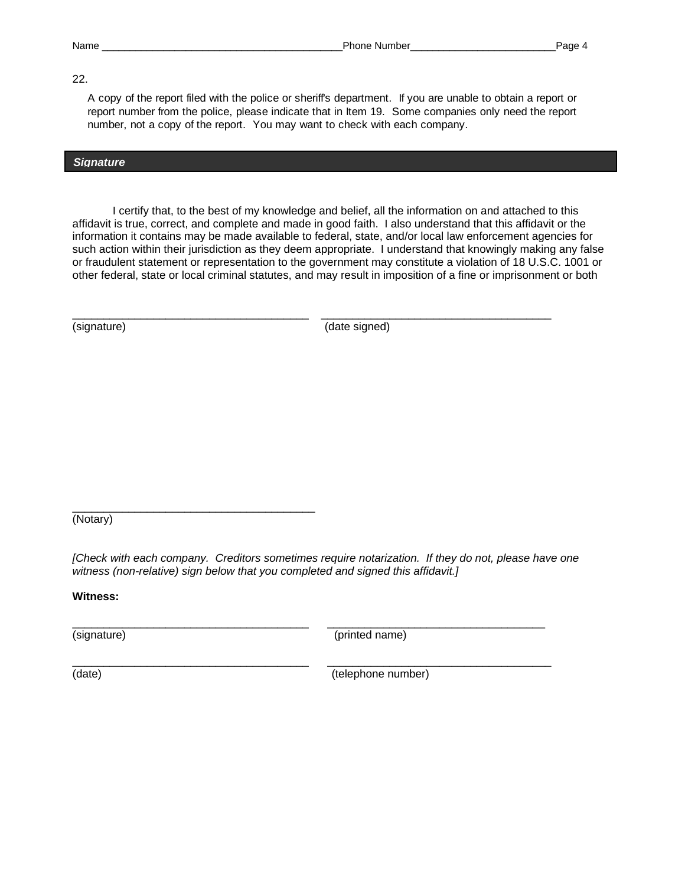22.

A copy of the report filed with the police or sheriff's department. If you are unable to obtain a report or report number from the police, please indicate that in Item 19. Some companies only need the report number, not a copy of the report. You may want to check with each company.

## *Signature*

I certify that, to the best of my knowledge and belief, all the information on and attached to this affidavit is true, correct, and complete and made in good faith. I also understand that this affidavit or the information it contains may be made available to federal, state, and/or local law enforcement agencies for such action within their jurisdiction as they deem appropriate. I understand that knowingly making any false or fraudulent statement or representation to the government may constitute a violation of 18 U.S.C. 1001 or other federal, state or local criminal statutes, and may result in imposition of a fine or imprisonment or both

_______________________________________ _______________________________________
(signature) (date signed)

_______________________________________
(Notary)

*[Check with each company. Creditors sometimes require notarization. If they do not, please have one witness (non-relative) sign below that you completed and signed this affidavit.]*

**Witness:**

_______________________________________ _______________________________________
(signature) (printed name)

_______________________________________ _______________________________________
(date) (telephone number)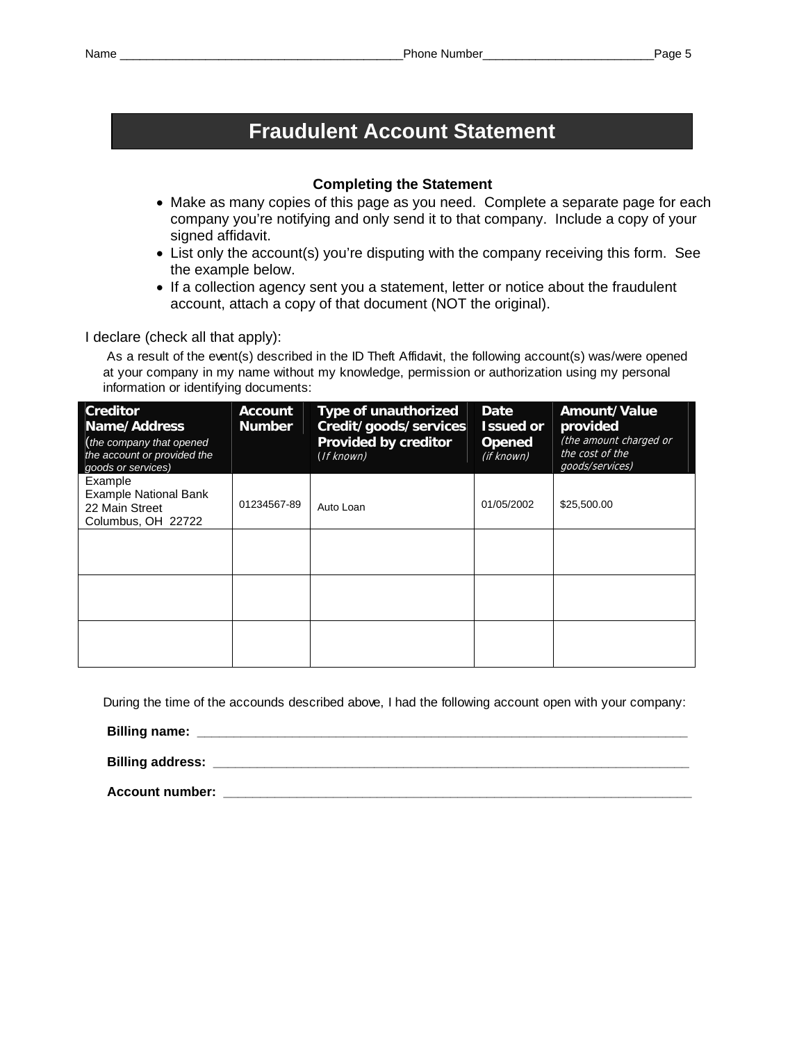Name ________________________________________Phone Number________________________

# Fraudulent Account Statement

**Completing the Statement**

- Make as many copies of this page as you need. Complete a separate page for each company you're notifying and only send it to that company. Include a copy of your signed affidavit.
- List only the account(s) you're disputing with the company receiving this form. See the example below.
- If a collection agency sent you a statement, letter or notice about the fraudulent account, attach a copy of that document (NOT the original).

I declare (check all that apply):

As a result of the event(s) described in the ID Theft Affidavit, the following account(s) was/were opened at your company in my name without my knowledge, permission or authorization using my personal information or identifying documents:

| **Creditor Name/Address** (*the company that opened the account or provided the goods or services*) | **Account Number** | **Type of unauthorized Credit/goods/services Provided by creditor** (*If known*) | **Date Issued or Opened** (*if known*) | **Amount/Value provided** (*the amount charged or the cost of the goods/services*) |
|---|---|---|---|---|
| Example<br>Example National Bank<br>22 Main Street<br>Columbus, OH 22722 | 01234567-89 | Auto Loan | 01/05/2002 | $25,500.00 |
| | | | | |
| | | | | |
| | | | | |

During the time of the accounds described above, I had the following account open with your company:

**Billing name:** ________________________________________________________________

**Billing address:** ______________________________________________________________

**Account number:** _____________________________________________________________